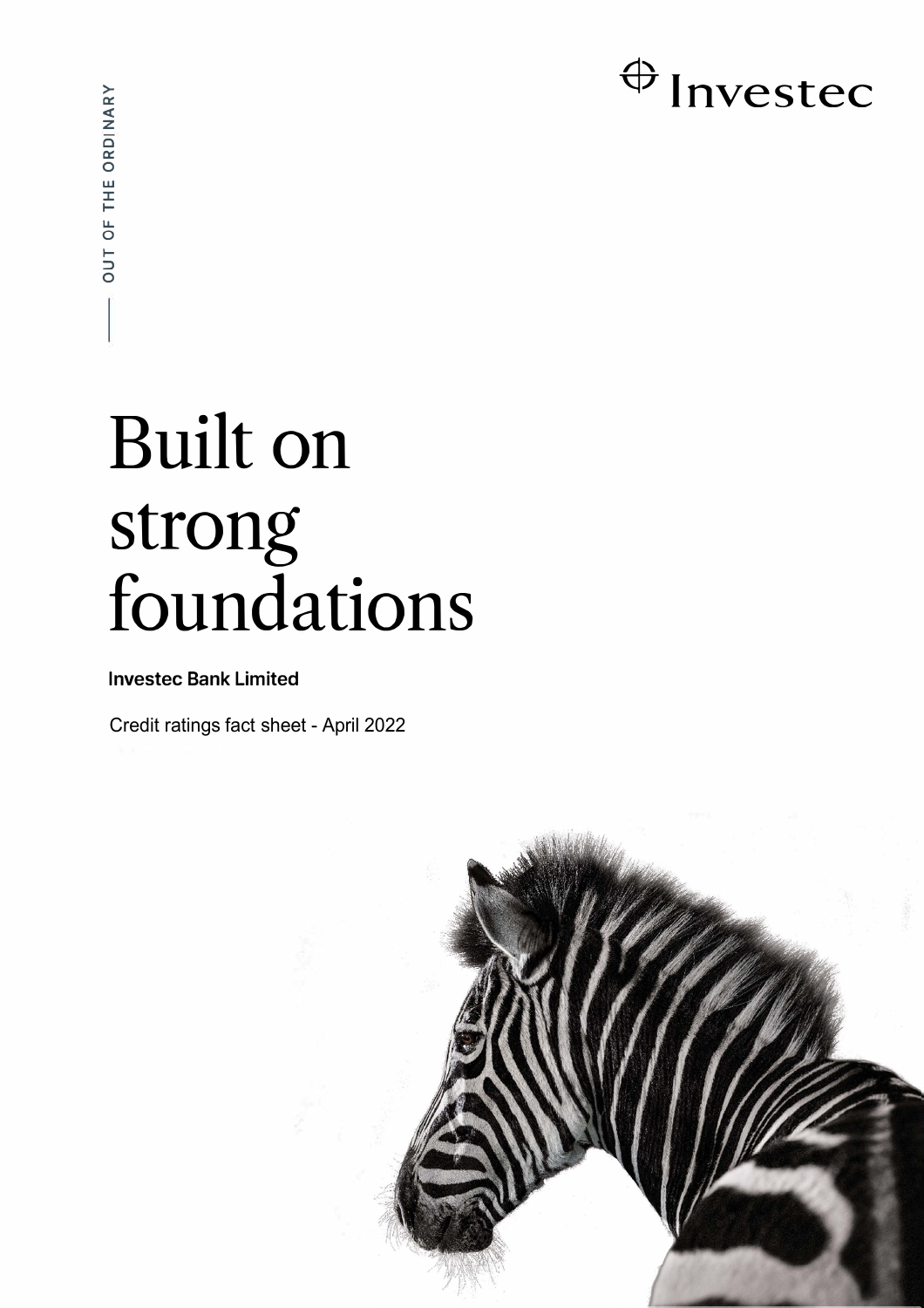OUT OF THE ORDINARY

Investec

# Built on strong foundations

**Investec Bank Limited**

Credit ratings fact sheet - April 2022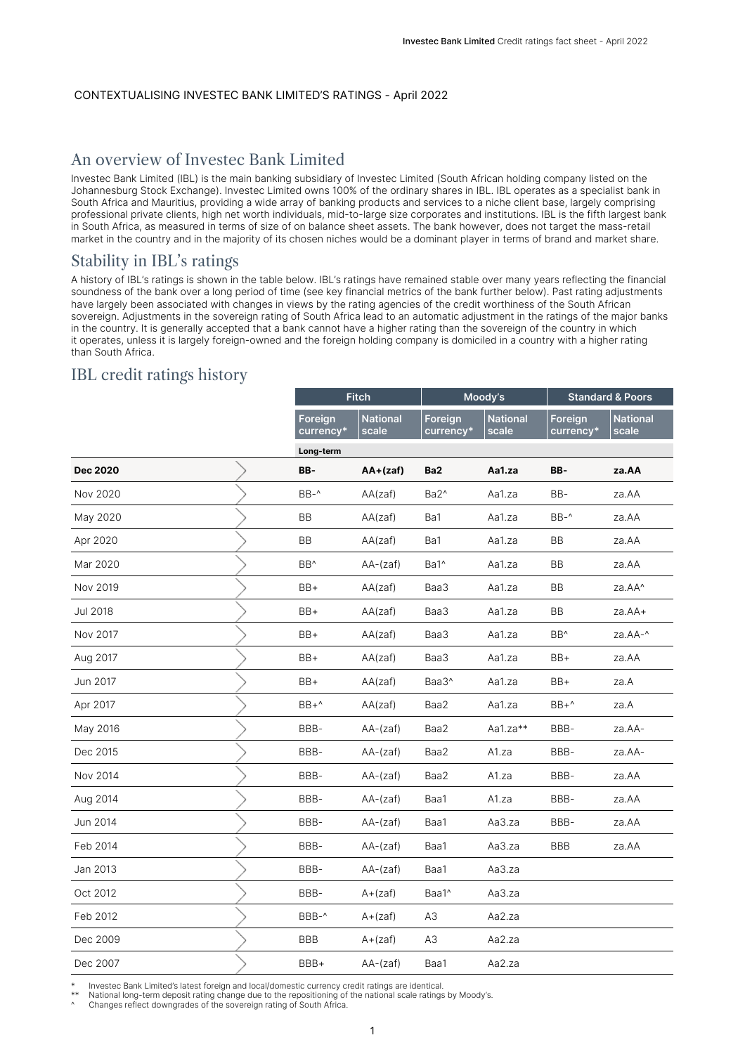CONTEXTUALISING INVESTEC BANK LIMITED'S RATINGS - April 2022

## An overview of Investec Bank Limited

Investec Bank Limited (IBL) is the main banking subsidiary of Investec Limited (South African holding company listed on the Johannesburg Stock Exchange). Investec Limited owns 100% of the ordinary shares in IBL. IBL operates as a specialist bank in South Africa and Mauritius, providing a wide array of banking products and services to a niche client base, largely comprising professional private clients, high net worth individuals, mid-to-large size corporates and institutions. IBL is the fifth largest bank in South Africa, as measured in terms of size of on balance sheet assets. The bank however, does not target the mass-retail market in the country and in the majority of its chosen niches would be a dominant player in terms of brand and market share.

## Stability in IBL's ratings

A history of IBL's ratings is shown in the table below. IBL's ratings have remained stable over many years reflecting the financial soundness of the bank over a long period of time (see key financial metrics of the bank further below). Past rating adjustments have largely been associated with changes in views by the rating agencies of the credit worthiness of the South African sovereign. Adjustments in the sovereign rating of South Africa lead to an automatic adjustment in the ratings of the major banks in the country. It is generally accepted that a bank cannot have a higher rating than the sovereign of the country in which it operates, unless it is largely foreign-owned and the foreign holding company is domiciled in a country with a higher rating than South Africa.

## IBL credit ratings history

| | Fitch | | Moody's | | Standard & Poors | |
|---|---|---|---|---|---|---|
| | Foreign currency* | National scale | Foreign currency* | National scale | Foreign currency* | National scale |
| | Long-term | | | | | |
| **Dec 2020** | **BB-** | **AA+(zaf)** | **Ba2** | **Aa1.za** | **BB-** | **za.AA** |
| Nov 2020 | BB-^ | AA(zaf) | Ba2^ | Aa1.za | BB- | za.AA |
| May 2020 | BB | AA(zaf) | Ba1 | Aa1.za | BB-^ | za.AA |
| Apr 2020 | BB | AA(zaf) | Ba1 | Aa1.za | BB | za.AA |
| Mar 2020 | BB^ | AA-(zaf) | Ba1^ | Aa1.za | BB | za.AA |
| Nov 2019 | BB+ | AA(zaf) | Baa3 | Aa1.za | BB | za.AA^ |
| Jul 2018 | BB+ | AA(zaf) | Baa3 | Aa1.za | BB | za.AA+ |
| Nov 2017 | BB+ | AA(zaf) | Baa3 | Aa1.za | BB^ | za.AA-^ |
| Aug 2017 | BB+ | AA(zaf) | Baa3 | Aa1.za | BB+ | za.AA |
| Jun 2017 | BB+ | AA(zaf) | Baa3^ | Aa1.za | BB+ | za.A |
| Apr 2017 | BB+^ | AA(zaf) | Baa2 | Aa1.za | BB+^ | za.A |
| May 2016 | BBB- | AA-(zaf) | Baa2 | Aa1.za** | BBB- | za.AA- |
| Dec 2015 | BBB- | AA-(zaf) | Baa2 | A1.za | BBB- | za.AA- |
| Nov 2014 | BBB- | AA-(zaf) | Baa2 | A1.za | BBB- | za.AA |
| Aug 2014 | BBB- | AA-(zaf) | Baa1 | A1.za | BBB- | za.AA |
| Jun 2014 | BBB- | AA-(zaf) | Baa1 | Aa3.za | BBB- | za.AA |
| Feb 2014 | BBB- | AA-(zaf) | Baa1 | Aa3.za | BBB | za.AA |
| Jan 2013 | BBB- | AA-(zaf) | Baa1 | Aa3.za | | |
| Oct 2012 | BBB- | A+(zaf) | Baa1^ | Aa3.za | | |
| Feb 2012 | BBB-^ | A+(zaf) | A3 | Aa2.za | | |
| Dec 2009 | BBB | A+(zaf) | A3 | Aa2.za | | |
| Dec 2007 | BBB+ | AA-(zaf) | Baa1 | Aa2.za | | |

\* Investec Bank Limited's latest foreign and local/domestic currency credit ratings are identical.
** National long-term deposit rating change due to the repositioning of the national scale ratings by Moody's.
^ Changes reflect downgrades of the sovereign rating of South Africa.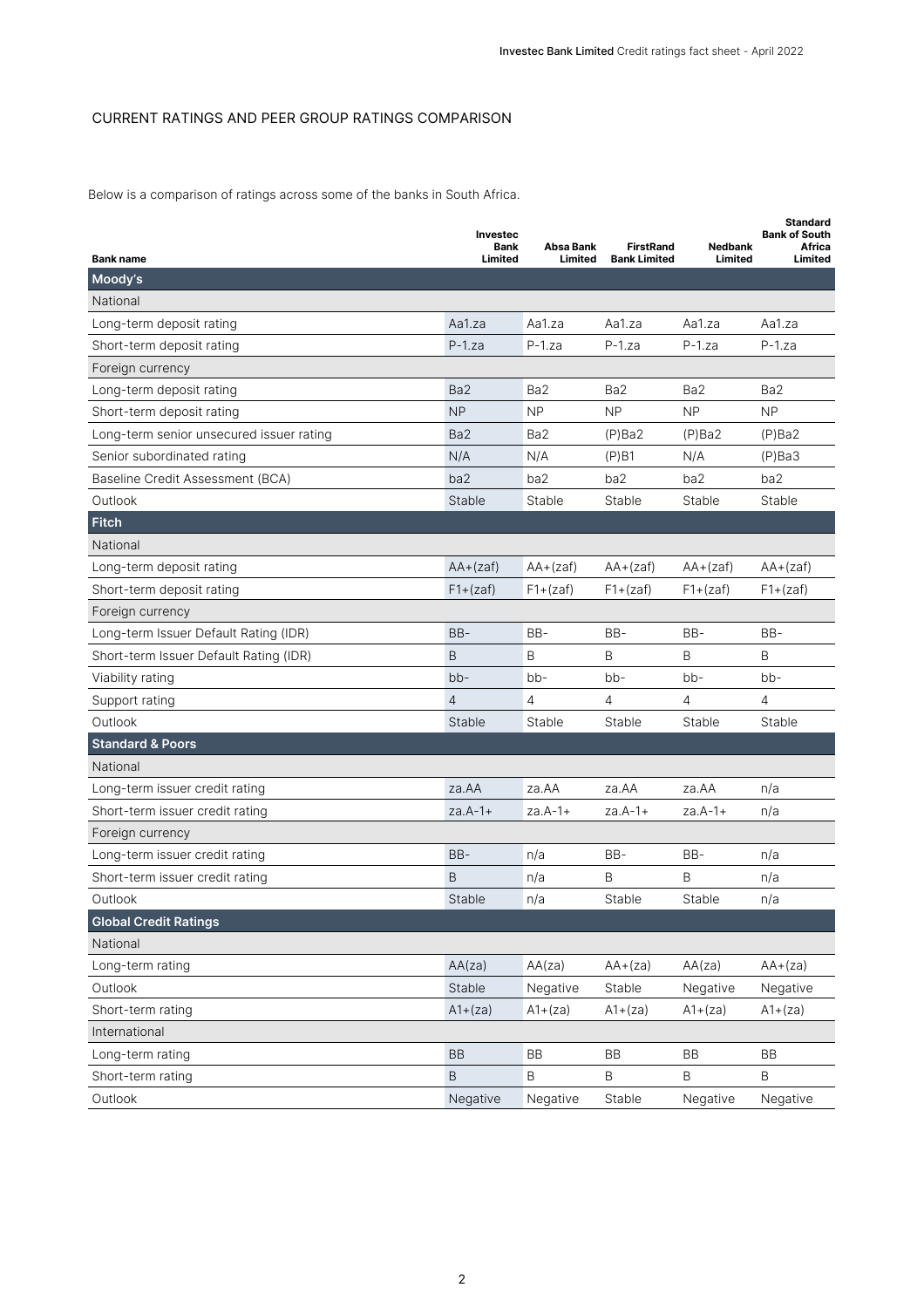## CURRENT RATINGS AND PEER GROUP RATINGS COMPARISON

Below is a comparison of ratings across some of the banks in South Africa.

| Bank name | Investec Bank Limited | Absa Bank Limited | FirstRand Bank Limited | Nedbank Limited | Standard Bank of South Africa Limited |
|---|---|---|---|---|---|
| **Moody's** | | | | | |
| National | | | | | |
| Long-term deposit rating | Aa1.za | Aa1.za | Aa1.za | Aa1.za | Aa1.za |
| Short-term deposit rating | P-1.za | P-1.za | P-1.za | P-1.za | P-1.za |
| Foreign currency | | | | | |
| Long-term deposit rating | Ba2 | Ba2 | Ba2 | Ba2 | Ba2 |
| Short-term deposit rating | NP | NP | NP | NP | NP |
| Long-term senior unsecured issuer rating | Ba2 | Ba2 | (P)Ba2 | (P)Ba2 | (P)Ba2 |
| Senior subordinated rating | N/A | N/A | (P)B1 | N/A | (P)Ba3 |
| Baseline Credit Assessment (BCA) | ba2 | ba2 | ba2 | ba2 | ba2 |
| Outlook | Stable | Stable | Stable | Stable | Stable |
| **Fitch** | | | | | |
| National | | | | | |
| Long-term deposit rating | AA+(zaf) | AA+(zaf) | AA+(zaf) | AA+(zaf) | AA+(zaf) |
| Short-term deposit rating | F1+(zaf) | F1+(zaf) | F1+(zaf) | F1+(zaf) | F1+(zaf) |
| Foreign currency | | | | | |
| Long-term Issuer Default Rating (IDR) | BB- | BB- | BB- | BB- | BB- |
| Short-term Issuer Default Rating (IDR) | B | B | B | B | B |
| Viability rating | bb- | bb- | bb- | bb- | bb- |
| Support rating | 4 | 4 | 4 | 4 | 4 |
| Outlook | Stable | Stable | Stable | Stable | Stable |
| **Standard & Poors** | | | | | |
| National | | | | | |
| Long-term issuer credit rating | za.AA | za.AA | za.AA | za.AA | n/a |
| Short-term issuer credit rating | za.A-1+ | za.A-1+ | za.A-1+ | za.A-1+ | n/a |
| Foreign currency | | | | | |
| Long-term issuer credit rating | BB- | n/a | BB- | BB- | n/a |
| Short-term issuer credit rating | B | n/a | B | B | n/a |
| Outlook | Stable | n/a | Stable | Stable | n/a |
| **Global Credit Ratings** | | | | | |
| National | | | | | |
| Long-term rating | AA(za) | AA(za) | AA+(za) | AA(za) | AA+(za) |
| Outlook | Stable | Negative | Stable | Negative | Negative |
| Short-term rating | A1+(za) | A1+(za) | A1+(za) | A1+(za) | A1+(za) |
| International | | | | | |
| Long-term rating | BB | BB | BB | BB | BB |
| Short-term rating | B | B | B | B | B |
| Outlook | Negative | Negative | Stable | Negative | Negative |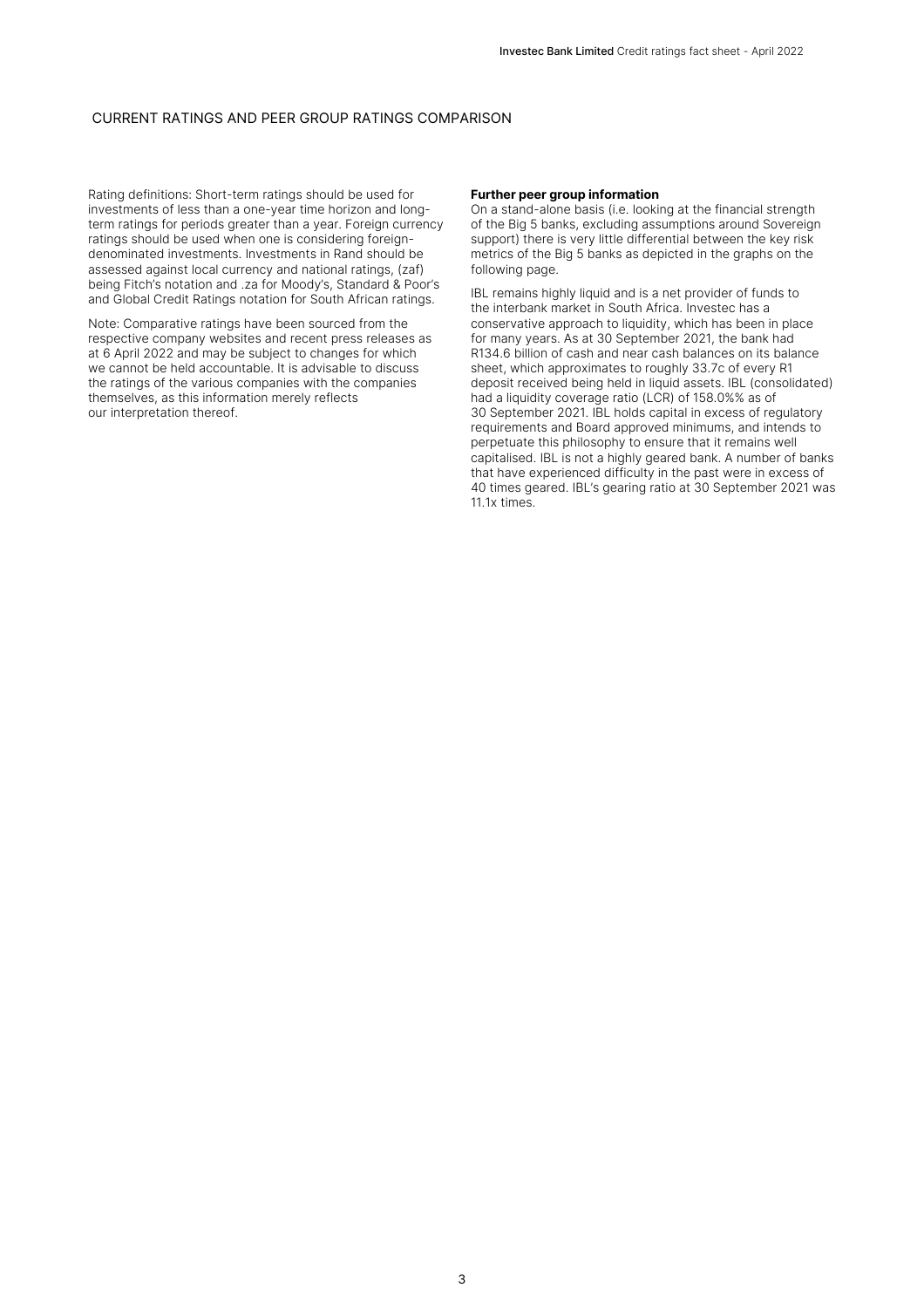## CURRENT RATINGS AND PEER GROUP RATINGS COMPARISON

Rating definitions: Short-term ratings should be used for investments of less than a one-year time horizon and long-term ratings for periods greater than a year. Foreign currency ratings should be used when one is considering foreign-denominated investments. Investments in Rand should be assessed against local currency and national ratings, (zaf) being Fitch's notation and .za for Moody's, Standard & Poor's and Global Credit Ratings notation for South African ratings.

Note: Comparative ratings have been sourced from the respective company websites and recent press releases as at 6 April 2022 and may be subject to changes for which we cannot be held accountable. It is advisable to discuss the ratings of the various companies with the companies themselves, as this information merely reflects our interpretation thereof.

**Further peer group information**

On a stand-alone basis (i.e. looking at the financial strength of the Big 5 banks, excluding assumptions around Sovereign support) there is very little differential between the key risk metrics of the Big 5 banks as depicted in the graphs on the following page.

IBL remains highly liquid and is a net provider of funds to the interbank market in South Africa. Investec has a conservative approach to liquidity, which has been in place for many years. As at 30 September 2021, the bank had R134.6 billion of cash and near cash balances on its balance sheet, which approximates to roughly 33.7c of every R1 deposit received being held in liquid assets. IBL (consolidated) had a liquidity coverage ratio (LCR) of 158.0%% as of 30 September 2021. IBL holds capital in excess of regulatory requirements and Board approved minimums, and intends to perpetuate this philosophy to ensure that it remains well capitalised. IBL is not a highly geared bank. A number of banks that have experienced difficulty in the past were in excess of 40 times geared. IBL's gearing ratio at 30 September 2021 was 11.1x times.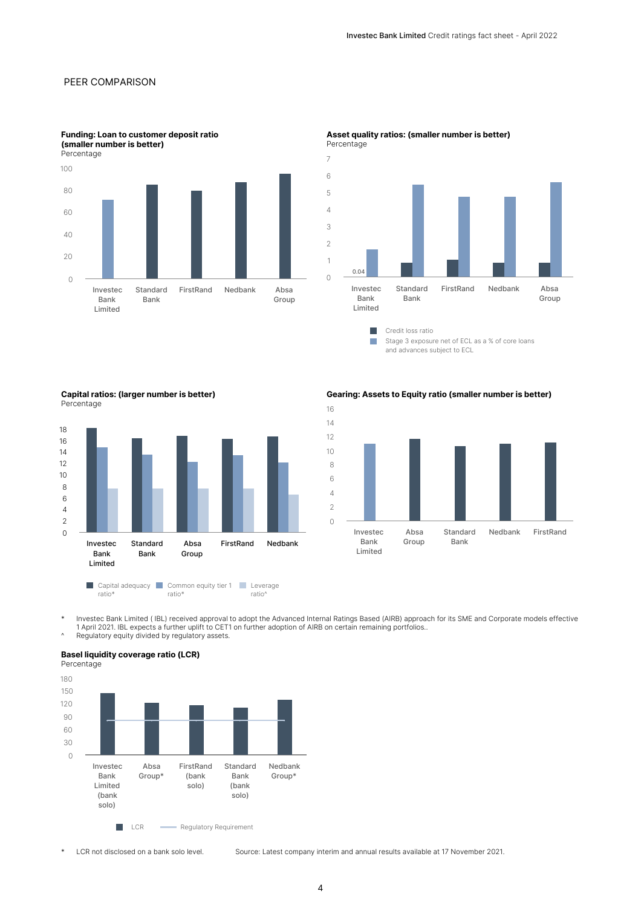## PEER COMPARISON

**Funding: Loan to customer deposit ratio (smaller number is better)**
Percentage

100
80
60
40
20
0

Investec Bank Limited | Standard Bank | FirstRand | Nedbank | Absa Group

**Asset quality ratios: (smaller number is better)**
Percentage

7
6
5
4
3
2
1
0

0.04

Investec Bank Limited | Standard Bank | FirstRand | Nedbank | Absa Group

Credit loss ratio
Stage 3 exposure net of ECL as a % of core loans and advances subject to ECL

**Capital ratios: (larger number is better)**
Percentage

18
16
14
12
10
8
6
4
2
0

Investec Bank Limited | Standard Bank | Absa Group | FirstRand | Nedbank

Capital adequacy ratio* | Common equity tier 1 ratio* | Leverage ratio^

**Gearing: Assets to Equity ratio (smaller number is better)**

16
14
12
10
8
6
4
2
0

Investec Bank Limited | Absa Group | Standard Bank | Nedbank | FirstRand

\* Investec Bank Limited ( IBL) received approval to adopt the Advanced Internal Ratings Based (AIRB) approach for its SME and Corporate models effective 1 April 2021. IBL expects a further uplift to CET1 on further adoption of AIRB on certain remaining portfolios..

^ Regulatory equity divided by regulatory assets.

**Basel liquidity coverage ratio (LCR)**
Percentage

180
150
120
90
60
30
0

Investec Bank Limited (bank solo) | Absa Group* | FirstRand (bank solo) | Standard Bank (bank solo) | Nedbank Group*

LCR | Regulatory Requirement

\* LCR not disclosed on a bank solo level.

Source: Latest company interim and annual results available at 17 November 2021.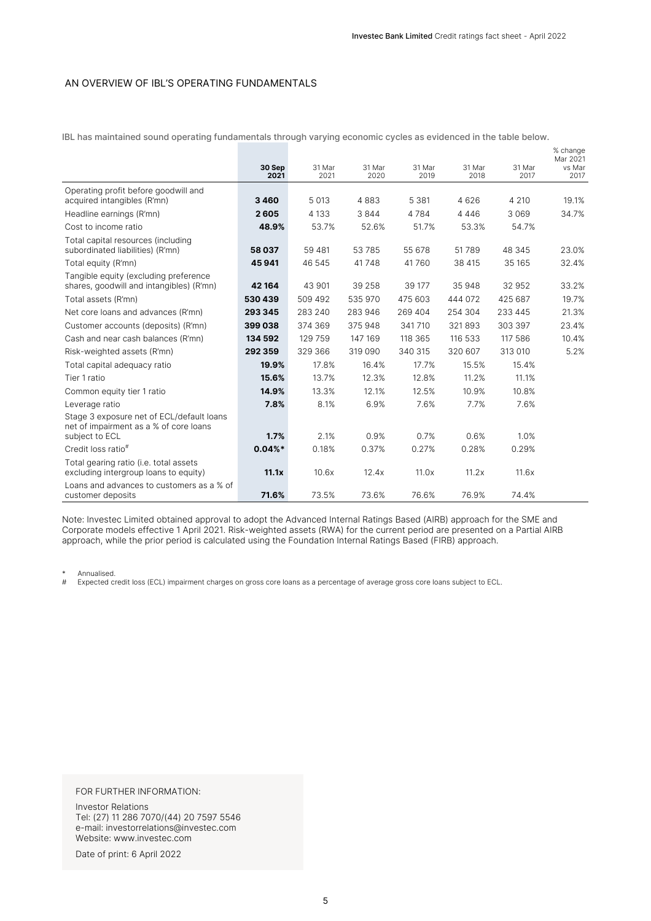## AN OVERVIEW OF IBL'S OPERATING FUNDAMENTALS

IBL has maintained sound operating fundamentals through varying economic cycles as evidenced in the table below.

| | **30 Sep 2021** | 31 Mar 2021 | 31 Mar 2020 | 31 Mar 2019 | 31 Mar 2018 | 31 Mar 2017 | % change Mar 2021 vs Mar 2017 |
|---|---|---|---|---|---|---|---|
| Operating profit before goodwill and acquired intangibles (R'mn) | **3 460** | 5 013 | 4 883 | 5 381 | 4 626 | 4 210 | 19.1% |
| Headline earnings (R'mn) | **2 605** | 4 133 | 3 844 | 4 784 | 4 446 | 3 069 | 34.7% |
| Cost to income ratio | **48.9%** | 53.7% | 52.6% | 51.7% | 53.3% | 54.7% | |
| Total capital resources (including subordinated liabilities) (R'mn) | **58 037** | 59 481 | 53 785 | 55 678 | 51 789 | 48 345 | 23.0% |
| Total equity (R'mn) | **45 941** | 46 545 | 41 748 | 41 760 | 38 415 | 35 165 | 32.4% |
| Tangible equity (excluding preference shares, goodwill and intangibles) (R'mn) | **42 164** | 43 901 | 39 258 | 39 177 | 35 948 | 32 952 | 33.2% |
| Total assets (R'mn) | **530 439** | 509 492 | 535 970 | 475 603 | 444 072 | 425 687 | 19.7% |
| Net core loans and advances (R'mn) | **293 345** | 283 240 | 283 946 | 269 404 | 254 304 | 233 445 | 21.3% |
| Customer accounts (deposits) (R'mn) | **399 038** | 374 369 | 375 948 | 341 710 | 321 893 | 303 397 | 23.4% |
| Cash and near cash balances (R'mn) | **134 592** | 129 759 | 147 169 | 118 365 | 116 533 | 117 586 | 10.4% |
| Risk-weighted assets (R'mn) | **292 359** | 329 366 | 319 090 | 340 315 | 320 607 | 313 010 | 5.2% |
| Total capital adequacy ratio | **19.9%** | 17.8% | 16.4% | 17.7% | 15.5% | 15.4% | |
| Tier 1 ratio | **15.6%** | 13.7% | 12.3% | 12.8% | 11.2% | 11.1% | |
| Common equity tier 1 ratio | **14.9%** | 13.3% | 12.1% | 12.5% | 10.9% | 10.8% | |
| Leverage ratio | **7.8%** | 8.1% | 6.9% | 7.6% | 7.7% | 7.6% | |
| Stage 3 exposure net of ECL/default loans net of impairment as a % of core loans subject to ECL | **1.7%** | 2.1% | 0.9% | 0.7% | 0.6% | 1.0% | |
| Credit loss ratio# | **0.04%*** | 0.18% | 0.37% | 0.27% | 0.28% | 0.29% | |
| Total gearing ratio (i.e. total assets excluding intergroup loans to equity) | **11.1x** | 10.6x | 12.4x | 11.0x | 11.2x | 11.6x | |
| Loans and advances to customers as a % of customer deposits | **71.6%** | 73.5% | 73.6% | 76.6% | 76.9% | 74.4% | |

Note: Investec Limited obtained approval to adopt the Advanced Internal Ratings Based (AIRB) approach for the SME and Corporate models effective 1 April 2021. Risk-weighted assets (RWA) for the current period are presented on a Partial AIRB approach, while the prior period is calculated using the Foundation Internal Ratings Based (FIRB) approach.

\* Annualised.

\# Expected credit loss (ECL) impairment charges on gross core loans as a percentage of average gross core loans subject to ECL.

FOR FURTHER INFORMATION:

Investor Relations
Tel: (27) 11 286 7070/(44) 20 7597 5546
e-mail: investorrelations@investec.com
Website: www.investec.com

Date of print: 6 April 2022